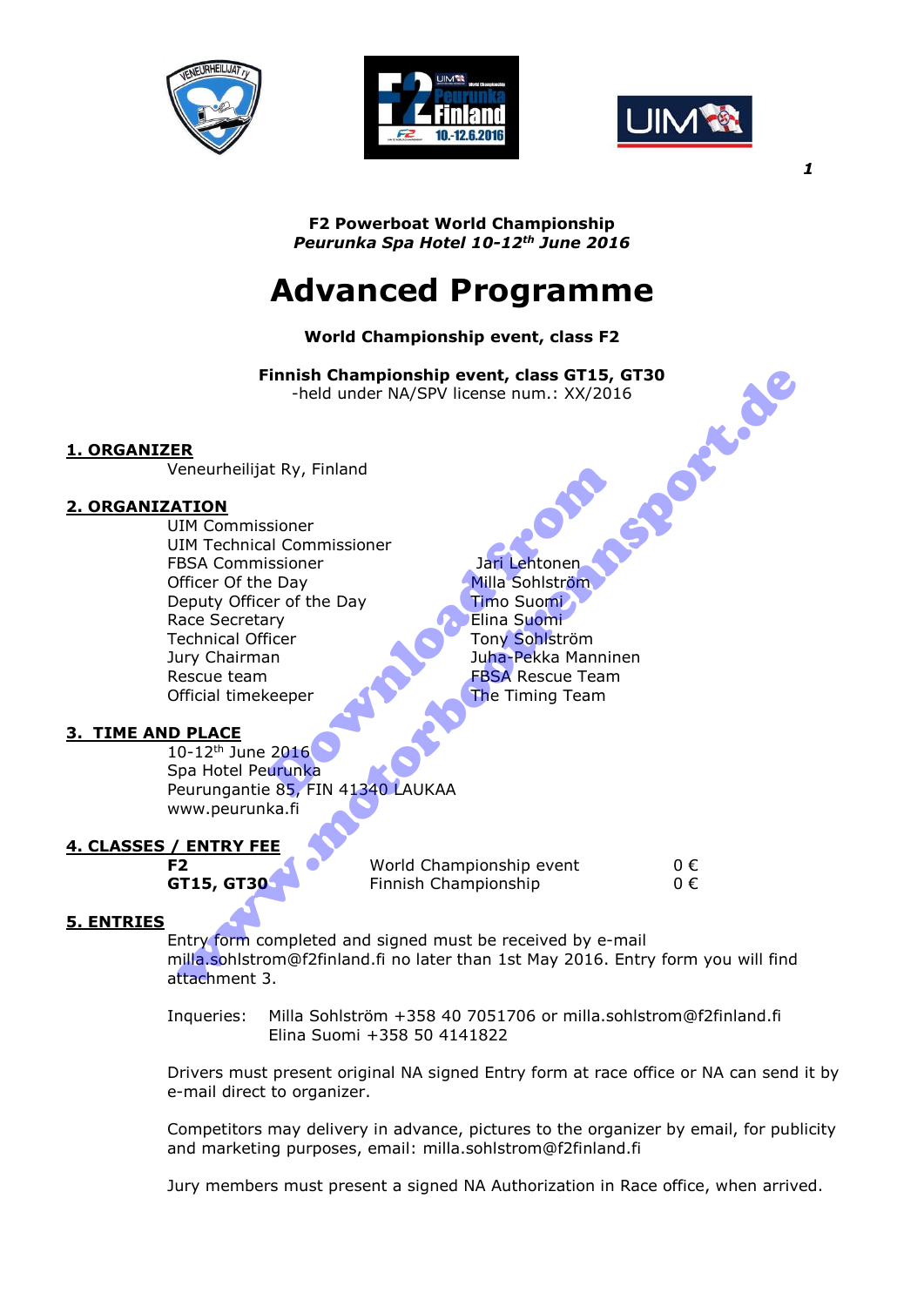**F2 Powerboat World Championship**
***Peurunka Spa Hotel 10-12th June 2016***

# Advanced Programme

**World Championship event, class F2**

**Finnish Championship event, class GT15, GT30**
-held under NA/SPV license num.: XX/2016

## 1. ORGANIZER

Veneurheilijat Ry, Finland

## 2. ORGANIZATION

| | |
|---|---|
| UIM Commissioner | |
| UIM Technical Commissioner | |
| FBSA Commissioner | Jari Lehtonen |
| Officer Of the Day | Milla Sohlström |
| Deputy Officer of the Day | Timo Suomi |
| Race Secretary | Elina Suomi |
| Technical Officer | Tony Sohlström |
| Jury Chairman | Juha-Pekka Manninen |
| Rescue team | FBSA Rescue Team |
| Official timekeeper | The Timing Team |

## 3. TIME AND PLACE

10-12th June 2016
Spa Hotel Peurunka
Peurungantie 85, FIN 41340 LAUKAA
www.peurunka.fi

## 4. CLASSES / ENTRY FEE

| | | |
|---|---|---|
| **F2** | World Championship event | 0 € |
| **GT15, GT30** | Finnish Championship | 0 € |

## 5. ENTRIES

Entry form completed and signed must be received by e-mail milla.sohlstrom@f2finland.fi no later than 1st May 2016. Entry form you will find attachment 3.

Inqueries: Milla Sohlström +358 40 7051706 or milla.sohlstrom@f2finland.fi
Elina Suomi +358 50 4141822

Drivers must present original NA signed Entry form at race office or NA can send it by e-mail direct to organizer.

Competitors may delivery in advance, pictures to the organizer by email, for publicity and marketing purposes, email: milla.sohlstrom@f2finland.fi

Jury members must present a signed NA Authorization in Race office, when arrived.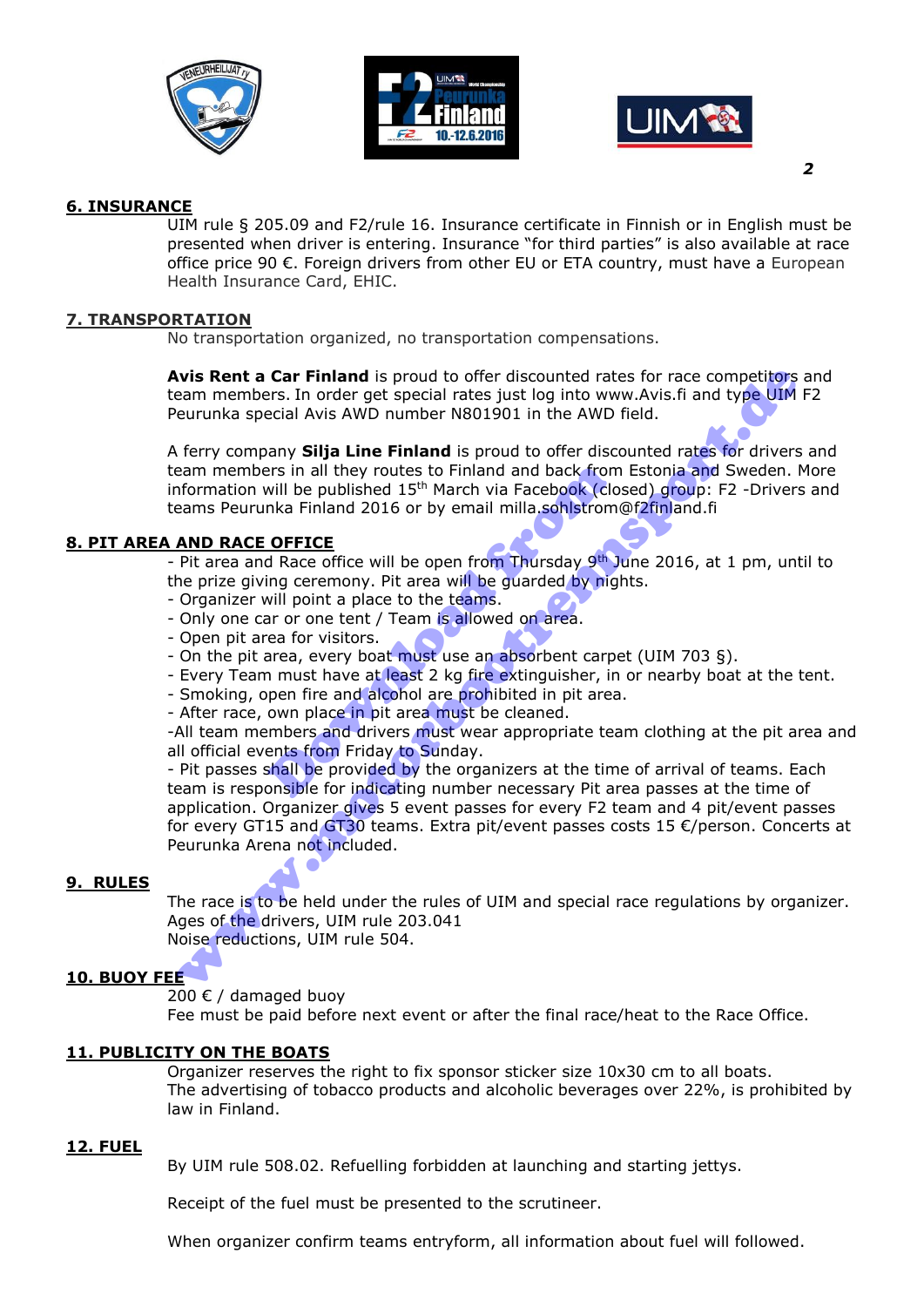## 6. INSURANCE

UIM rule § 205.09 and F2/rule 16. Insurance certificate in Finnish or in English must be presented when driver is entering. Insurance "for third parties" is also available at race office price 90 €. Foreign drivers from other EU or ETA country, must have a European Health Insurance Card, EHIC.

## 7. TRANSPORTATION

No transportation organized, no transportation compensations.

**Avis Rent a Car Finland** is proud to offer discounted rates for race competitors and team members. In order get special rates just log into www.Avis.fi and type UIM F2 Peurunka special Avis AWD number N801901 in the AWD field.

A ferry company **Silja Line Finland** is proud to offer discounted rates for drivers and team members in all they routes to Finland and back from Estonia and Sweden. More information will be published 15th March via Facebook (closed) group: F2 -Drivers and teams Peurunka Finland 2016 or by email milla.sohlstrom@f2finland.fi

## 8. PIT AREA AND RACE OFFICE

- Pit area and Race office will be open from Thursday 9th June 2016, at 1 pm, until to the prize giving ceremony. Pit area will be guarded by nights.
- Organizer will point a place to the teams.
- Only one car or one tent / Team is allowed on area.
- Open pit area for visitors.
- On the pit area, every boat must use an absorbent carpet (UIM 703 §).
- Every Team must have at least 2 kg fire extinguisher, in or nearby boat at the tent.
- Smoking, open fire and alcohol are prohibited in pit area.
- After race, own place in pit area must be cleaned.
- All team members and drivers must wear appropriate team clothing at the pit area and all official events from Friday to Sunday.
- Pit passes shall be provided by the organizers at the time of arrival of teams. Each team is responsible for indicating number necessary Pit area passes at the time of application. Organizer gives 5 event passes for every F2 team and 4 pit/event passes for every GT15 and GT30 teams. Extra pit/event passes costs 15 €/person. Concerts at Peurunka Arena not included.

## 9. RULES

The race is to be held under the rules of UIM and special race regulations by organizer.
Ages of the drivers, UIM rule 203.041
Noise reductions, UIM rule 504.

## 10. BUOY FEE

200 € / damaged buoy
Fee must be paid before next event or after the final race/heat to the Race Office.

## 11. PUBLICITY ON THE BOATS

Organizer reserves the right to fix sponsor sticker size 10x30 cm to all boats.
The advertising of tobacco products and alcoholic beverages over 22%, is prohibited by law in Finland.

## 12. FUEL

By UIM rule 508.02. Refuelling forbidden at launching and starting jettys.

Receipt of the fuel must be presented to the scrutineer.

When organizer confirm teams entryform, all information about fuel will followed.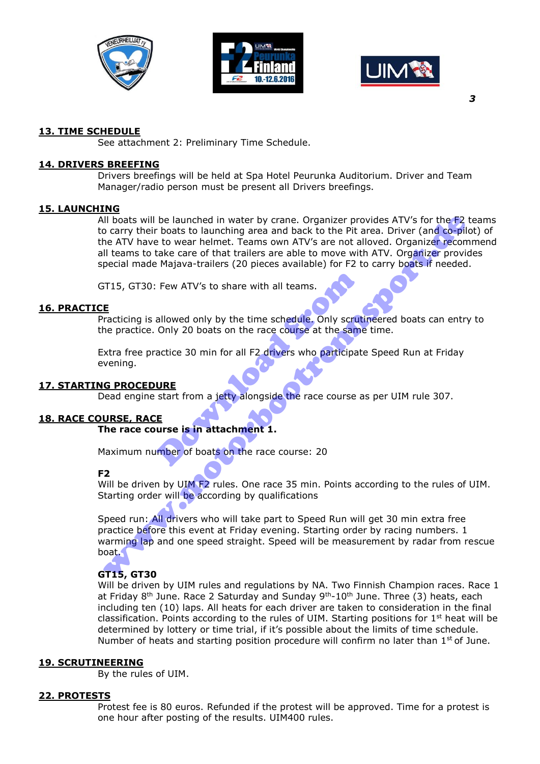**13. TIME SCHEDULE**

See attachment 2: Preliminary Time Schedule.

**14. DRIVERS BREEFING**

Drivers breefings will be held at Spa Hotel Peurunka Auditorium. Driver and Team Manager/radio person must be present all Drivers breefings.

**15. LAUNCHING**

All boats will be launched in water by crane. Organizer provides ATV's for the F2 teams to carry their boats to launching area and back to the Pit area. Driver (and co-pilot) of the ATV have to wear helmet. Teams own ATV's are not alloved. Organizer recommend all teams to take care of that trailers are able to move with ATV. Organizer provides special made Majava-trailers (20 pieces available) for F2 to carry boats if needed.

GT15, GT30: Few ATV's to share with all teams.

**16. PRACTICE**

Practicing is allowed only by the time schedule. Only scrutineered boats can entry to the practice. Only 20 boats on the race course at the same time.

Extra free practice 30 min for all F2 drivers who participate Speed Run at Friday evening.

**17. STARTING PROCEDURE**

Dead engine start from a jetty alongside the race course as per UIM rule 307.

**18. RACE COURSE, RACE**

**The race course is in attachment 1.**

Maximum number of boats on the race course: 20

**F2**

Will be driven by UIM F2 rules. One race 35 min. Points according to the rules of UIM. Starting order will be according by qualifications

Speed run: All drivers who will take part to Speed Run will get 30 min extra free practice before this event at Friday evening. Starting order by racing numbers. 1 warming lap and one speed straight. Speed will be measurement by radar from rescue boat.

**GT15, GT30**

Will be driven by UIM rules and regulations by NA. Two Finnish Champion races. Race 1 at Friday 8th June. Race 2 Saturday and Sunday 9th-10th June. Three (3) heats, each including ten (10) laps. All heats for each driver are taken to consideration in the final classification. Points according to the rules of UIM. Starting positions for 1st heat will be determined by lottery or time trial, if it's possible about the limits of time schedule. Number of heats and starting position procedure will confirm no later than 1st of June.

**19. SCRUTINEERING**

By the rules of UIM.

**22. PROTESTS**

Protest fee is 80 euros. Refunded if the protest will be approved. Time for a protest is one hour after posting of the results. UIM400 rules.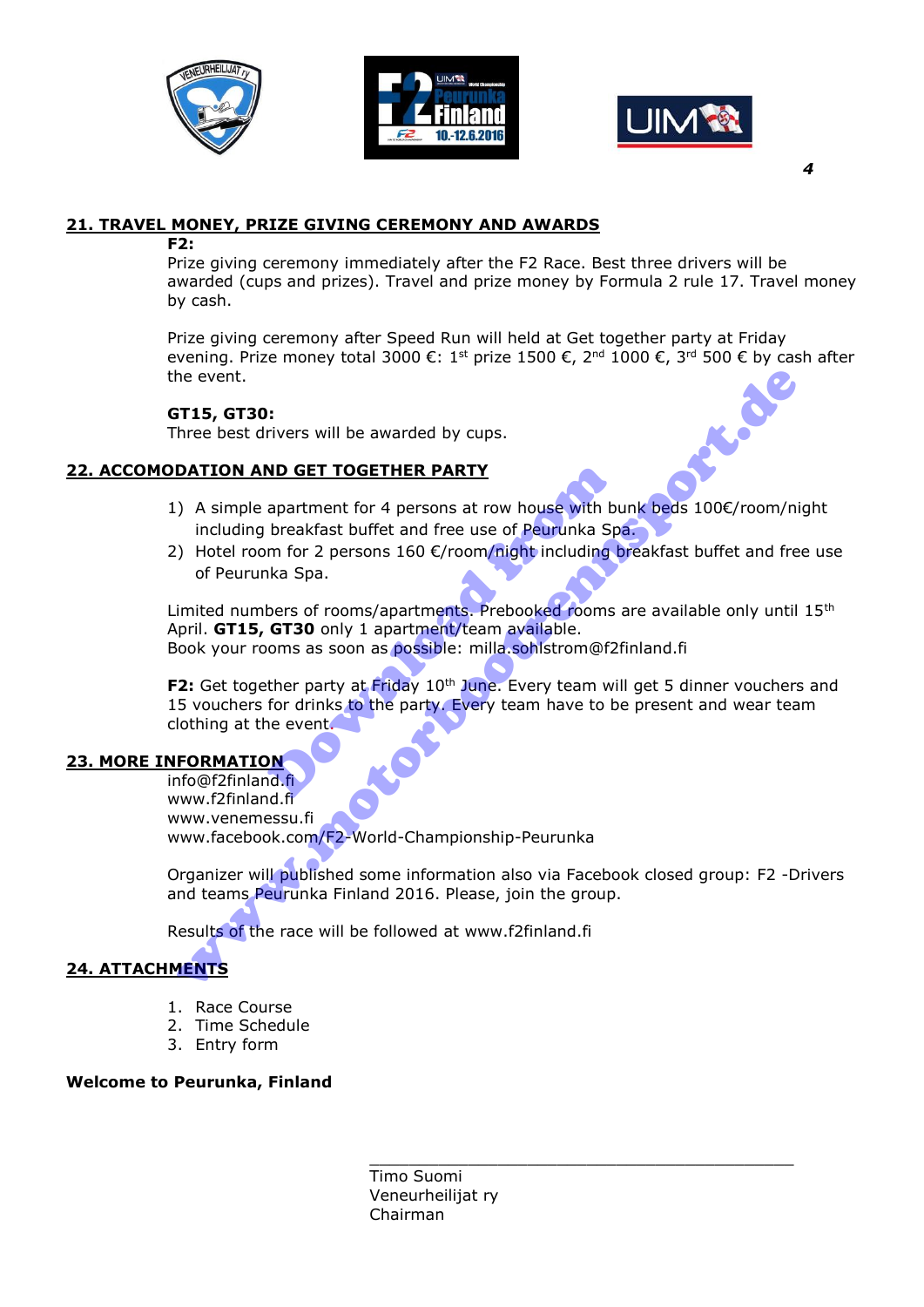## 21. TRAVEL MONEY, PRIZE GIVING CEREMONY AND AWARDS

**F2:**

Prize giving ceremony immediately after the F2 Race. Best three drivers will be awarded (cups and prizes). Travel and prize money by Formula 2 rule 17. Travel money by cash.

Prize giving ceremony after Speed Run will held at Get together party at Friday evening. Prize money total 3000 €: 1st prize 1500 €, 2nd 1000 €, 3rd 500 € by cash after the event.

**GT15, GT30:**

Three best drivers will be awarded by cups.

## 22. ACCOMODATION AND GET TOGETHER PARTY

1) A simple apartment for 4 persons at row house with bunk beds 100€/room/night including breakfast buffet and free use of Peurunka Spa.
2) Hotel room for 2 persons 160 €/room/night including breakfast buffet and free use of Peurunka Spa.

Limited numbers of rooms/apartments. Prebooked rooms are available only until 15th April. **GT15, GT30** only 1 apartment/team available.
Book your rooms as soon as possible: milla.sohlstrom@f2finland.fi

**F2:** Get together party at Friday 10th June. Every team will get 5 dinner vouchers and 15 vouchers for drinks to the party. Every team have to be present and wear team clothing at the event.

## 23. MORE INFORMATION

info@f2finland.fi
www.f2finland.fi
www.venemessu.fi
www.facebook.com/F2-World-Championship-Peurunka

Organizer will published some information also via Facebook closed group: F2 -Drivers and teams Peurunka Finland 2016. Please, join the group.

Results of the race will be followed at www.f2finland.fi

## 24. ATTACHMENTS

1. Race Course
2. Time Schedule
3. Entry form

**Welcome to Peurunka, Finland**

\_\_\_\_\_\_\_\_\_\_\_\_\_\_\_\_\_\_\_\_\_\_\_\_\_\_\_\_\_\_\_\_\_\_\_\_\_\_\_\_
Timo Suomi
Veneurheilijat ry
Chairman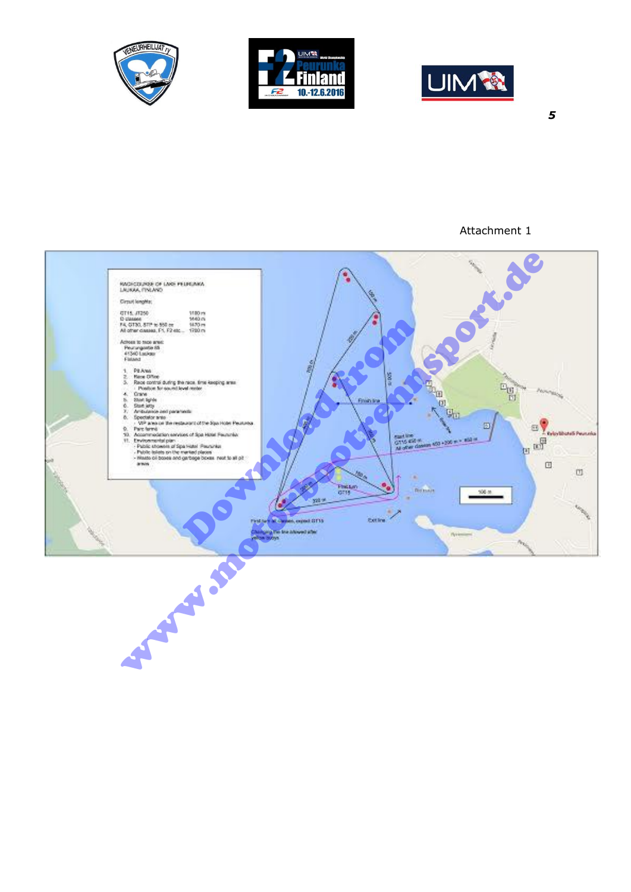Attachment 1

RACECOURSE OF LAKE PEURUNKA
LAUKAA, FINLAND

Circuit lengths:

| | |
|---|---|
| GT15, JT250 | 1180 m |
| O classes | 1440 m |
| F4, GT30, STP to 550 cc | 1470 m |
| All other classes, F1, F2 etc... | 1780 m |

Access to race area:
Peurungantie 85
41340 Laukaa
Finland

1. Pit Area
2. Race Office
3. Race control during the race, time keeping area
   - Position for sound level meter
4. Crane
5. Start lights
6. Start jetty
7. Ambulance and paramedic
8. Spectator area
   - VIP area on the restaurant of the Spa Hotel Peurunka
9. Parc fermé
10. Accommodation services of Spa Hotel Peurunka
11. Environmental plan
    - Public showers of Spa Hotel Peurunka
    - Public toilets on the marked places
    - Waste oil boxes and garbage boxes next to all pit areas

Finish line

Start line
GT15 450 m
All other classes 450 + 200 m = 650 m

First turn GT15

First turn all classes, except GT15

Changing the line allowed after yellow buoys

Exit line

100 m

Download from www.motorbootrennsport.de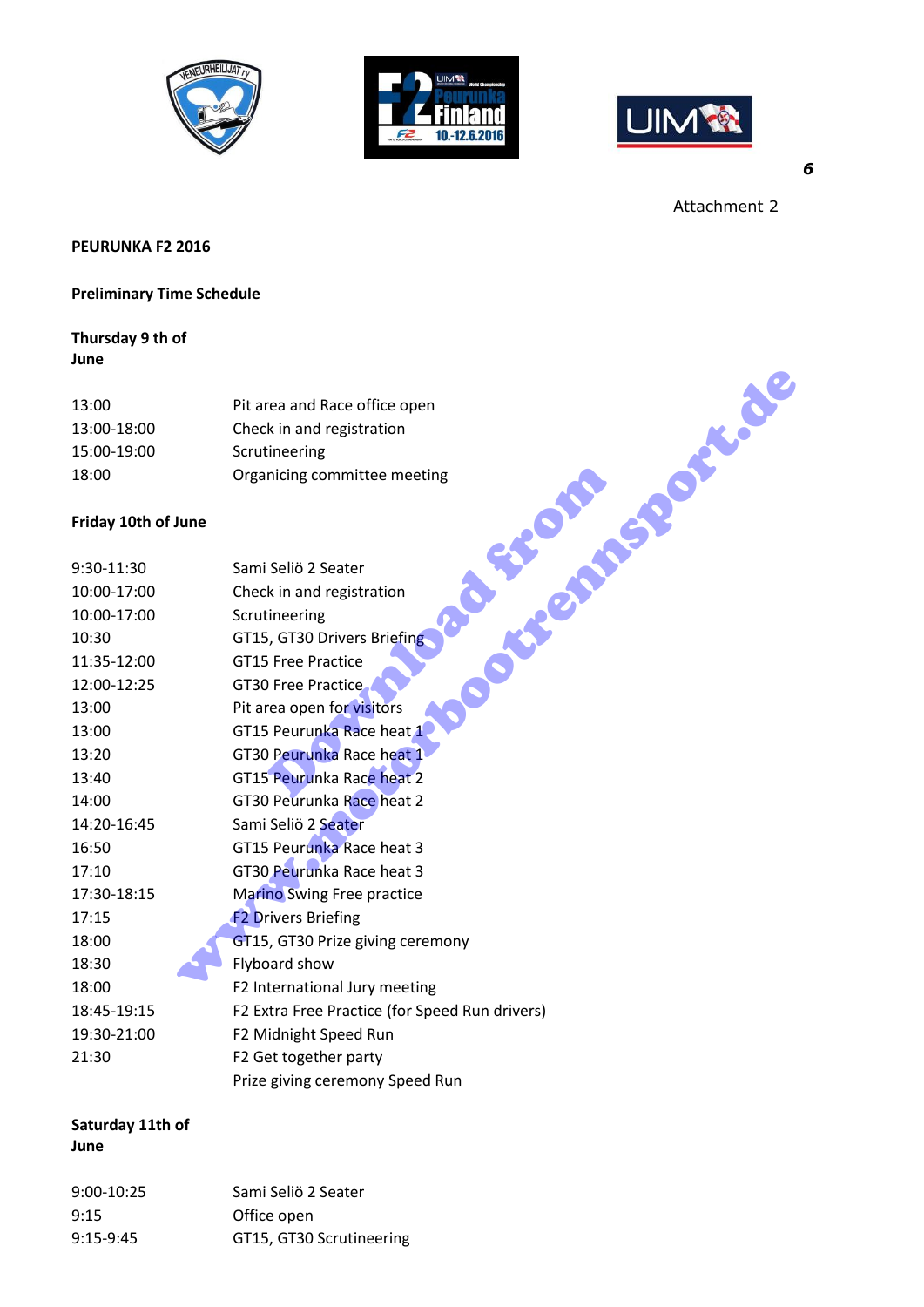Attachment 2

**PEURUNKA F2 2016**

**Preliminary Time Schedule**

**Thursday 9 th of June**

| | |
|---|---|
| 13:00 | Pit area and Race office open |
| 13:00-18:00 | Check in and registration |
| 15:00-19:00 | Scrutineering |
| 18:00 | Organicing committee meeting |

**Friday 10th of June**

| | |
|---|---|
| 9:30-11:30 | Sami Seliö 2 Seater |
| 10:00-17:00 | Check in and registration |
| 10:00-17:00 | Scrutineering |
| 10:30 | GT15, GT30 Drivers Briefing |
| 11:35-12:00 | GT15 Free Practice |
| 12:00-12:25 | GT30 Free Practice |
| 13:00 | Pit area open for visitors |
| 13:00 | GT15 Peurunka Race heat 1 |
| 13:20 | GT30 Peurunka Race heat 1 |
| 13:40 | GT15 Peurunka Race heat 2 |
| 14:00 | GT30 Peurunka Race heat 2 |
| 14:20-16:45 | Sami Seliö 2 Seater |
| 16:50 | GT15 Peurunka Race heat 3 |
| 17:10 | GT30 Peurunka Race heat 3 |
| 17:30-18:15 | Marino Swing Free practice |
| 17:15 | F2 Drivers Briefing |
| 18:00 | GT15, GT30 Prize giving ceremony |
| 18:30 | Flyboard show |
| 18:00 | F2 International Jury meeting |
| 18:45-19:15 | F2 Extra Free Practice (for Speed Run drivers) |
| 19:30-21:00 | F2 Midnight Speed Run |
| 21:30 | F2 Get together party |
| | Prize giving ceremony Speed Run |

**Saturday 11th of June**

| | |
|---|---|
| 9:00-10:25 | Sami Seliö 2 Seater |
| 9:15 | Office open |
| 9:15-9:45 | GT15, GT30 Scrutineering |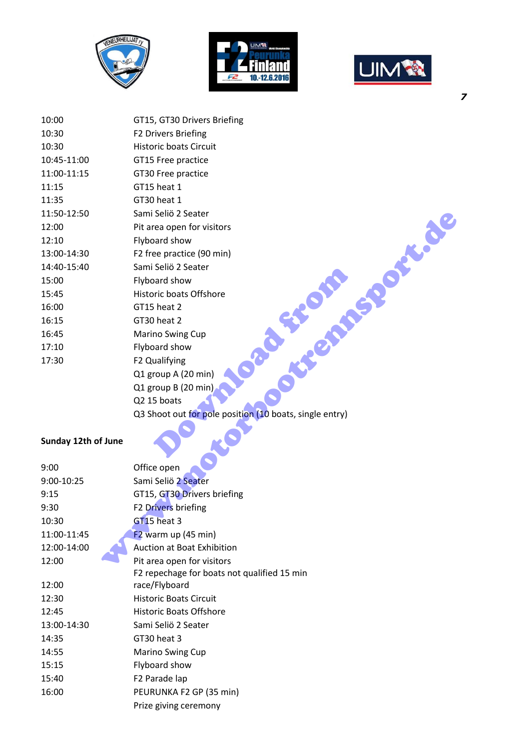| | |
|---|---|
| 10:00 | GT15, GT30 Drivers Briefing |
| 10:30 | F2 Drivers Briefing |
| 10:30 | Historic boats Circuit |
| 10:45-11:00 | GT15 Free practice |
| 11:00-11:15 | GT30 Free practice |
| 11:15 | GT15 heat 1 |
| 11:35 | GT30 heat 1 |
| 11:50-12:50 | Sami Seliö 2 Seater |
| 12:00 | Pit area open for visitors |
| 12:10 | Flyboard show |
| 13:00-14:30 | F2 free practice (90 min) |
| 14:40-15:40 | Sami Seliö 2 Seater |
| 15:00 | Flyboard show |
| 15:45 | Historic boats Offshore |
| 16:00 | GT15 heat 2 |
| 16:15 | GT30 heat 2 |
| 16:45 | Marino Swing Cup |
| 17:10 | Flyboard show |
| 17:30 | F2 Qualifying |
| | Q1 group A (20 min) |
| | Q1 group B (20 min) |
| | Q2 15 boats |
| | Q3 Shoot out for pole position (10 boats, single entry) |

**Sunday 12th of June**

| | |
|---|---|
| 9:00 | Office open |
| 9:00-10:25 | Sami Seliö 2 Seater |
| 9:15 | GT15, GT30 Drivers briefing |
| 9:30 | F2 Drivers briefing |
| 10:30 | GT15 heat 3 |
| 11:00-11:45 | F2 warm up (45 min) |
| 12:00-14:00 | Auction at Boat Exhibition |
| 12:00 | Pit area open for visitors |
| 12:00 | F2 repechage for boats not qualified 15 min race/Flyboard |
| 12:30 | Historic Boats Circuit |
| 12:45 | Historic Boats Offshore |
| 13:00-14:30 | Sami Seliö 2 Seater |
| 14:35 | GT30 heat 3 |
| 14:55 | Marino Swing Cup |
| 15:15 | Flyboard show |
| 15:40 | F2 Parade lap |
| 16:00 | PEURUNKA F2 GP (35 min) |
| | Prize giving ceremony |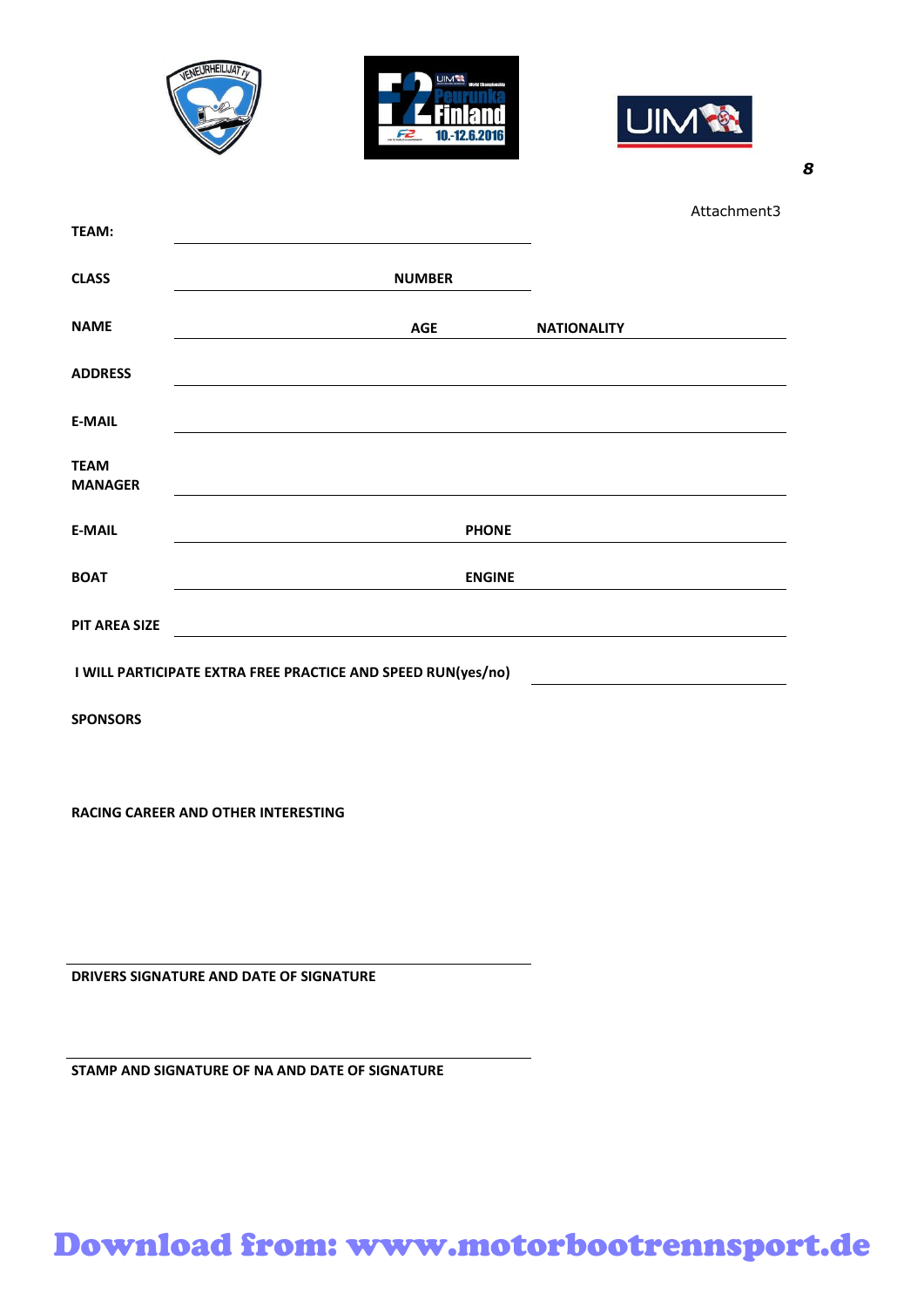Attachment3

**TEAM:** ______________________________

**CLASS** ______________ **NUMBER** ______________

**NAME** ______________ **AGE** ______________ **NATIONALITY** ______________

**ADDRESS** ______________________________

**E-MAIL** ______________________________

**TEAM MANAGER** ______________________________

**E-MAIL** ______________ **PHONE** ______________

**BOAT** ______________ **ENGINE** ______________

**PIT AREA SIZE** ______________________________

**I WILL PARTICIPATE EXTRA FREE PRACTICE AND SPEED RUN(yes/no)** ______________

**SPONSORS**

**RACING CAREER AND OTHER INTERESTING**

______________________________

**DRIVERS SIGNATURE AND DATE OF SIGNATURE**

______________________________

**STAMP AND SIGNATURE OF NA AND DATE OF SIGNATURE**

Download from: www.motorbootrennsport.de